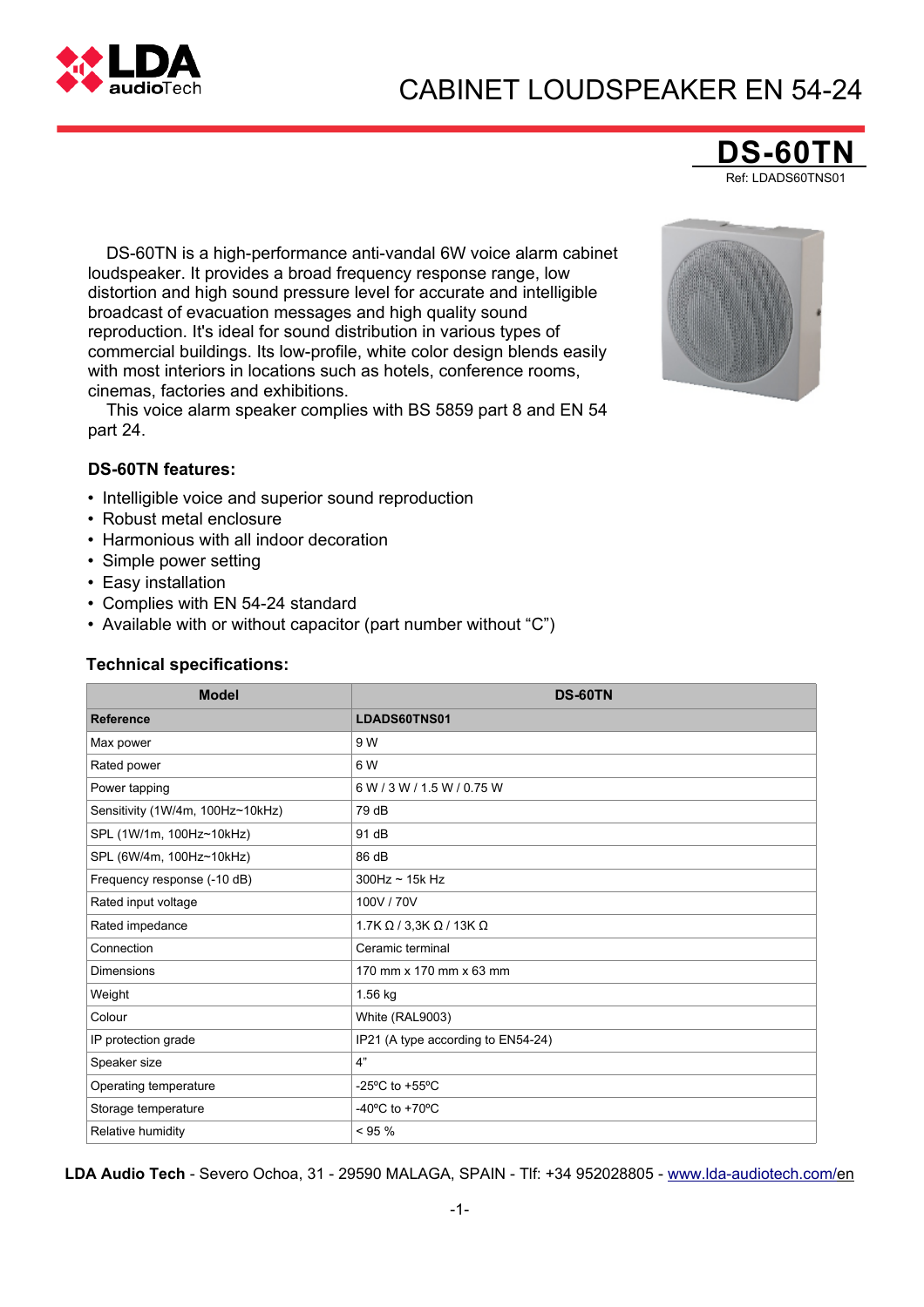# CABINET LOUDSPEAKER EN 54-24

## DS-60TN

Ref: LDADS60TNS01

DS-60TN is a high-performance anti-vandal 6W voice alarm cabinet loudspeaker. It provides a broad frequency response range, low distortion and high sound pressure level for accurate and intelligible broadcast of evacuation messages and high quality sound reproduction. It's ideal for sound distribution in various types of commercial buildings. Its low-profile, white color design blends easily with most interiors in locations such as hotels, conference rooms, cinemas, factories and exhibitions.

This voice alarm speaker complies with BS 5859 part 8 and EN 54 part 24.

### DS-60TN features:

- Intelligible voice and superior sound reproduction
- Robust metal enclosure
- Harmonious with all indoor decoration
- Simple power setting
- Easy installation
- Complies with EN 54-24 standard
- Available with or without capacitor (part number without "C")

### Technical specifications:

| Model | DS-60TN |
|---|---|
| **Reference** | **LDADS60TNS01** |
| Max power | 9 W |
| Rated power | 6 W |
| Power tapping | 6 W / 3 W / 1.5 W / 0.75 W |
| Sensitivity (1W/4m, 100Hz~10kHz) | 79 dB |
| SPL (1W/1m, 100Hz~10kHz) | 91 dB |
| SPL (6W/4m, 100Hz~10kHz) | 86 dB |
| Frequency response (-10 dB) | 300Hz ~ 15k Hz |
| Rated input voltage | 100V / 70V |
| Rated impedance | 1.7K Ω / 3,3K Ω / 13K Ω |
| Connection | Ceramic terminal |
| Dimensions | 170 mm x 170 mm x 63 mm |
| Weight | 1.56 kg |
| Colour | White (RAL9003) |
| IP protection grade | IP21 (A type according to EN54-24) |
| Speaker size | 4" |
| Operating temperature | -25ºC to +55ºC |
| Storage temperature | -40ºC to +70ºC |
| Relative humidity | < 95 % |

**LDA Audio Tech** - Severo Ochoa, 31 - 29590 MALAGA, SPAIN - Tlf: +34 952028805 - www.lda-audiotech.com/en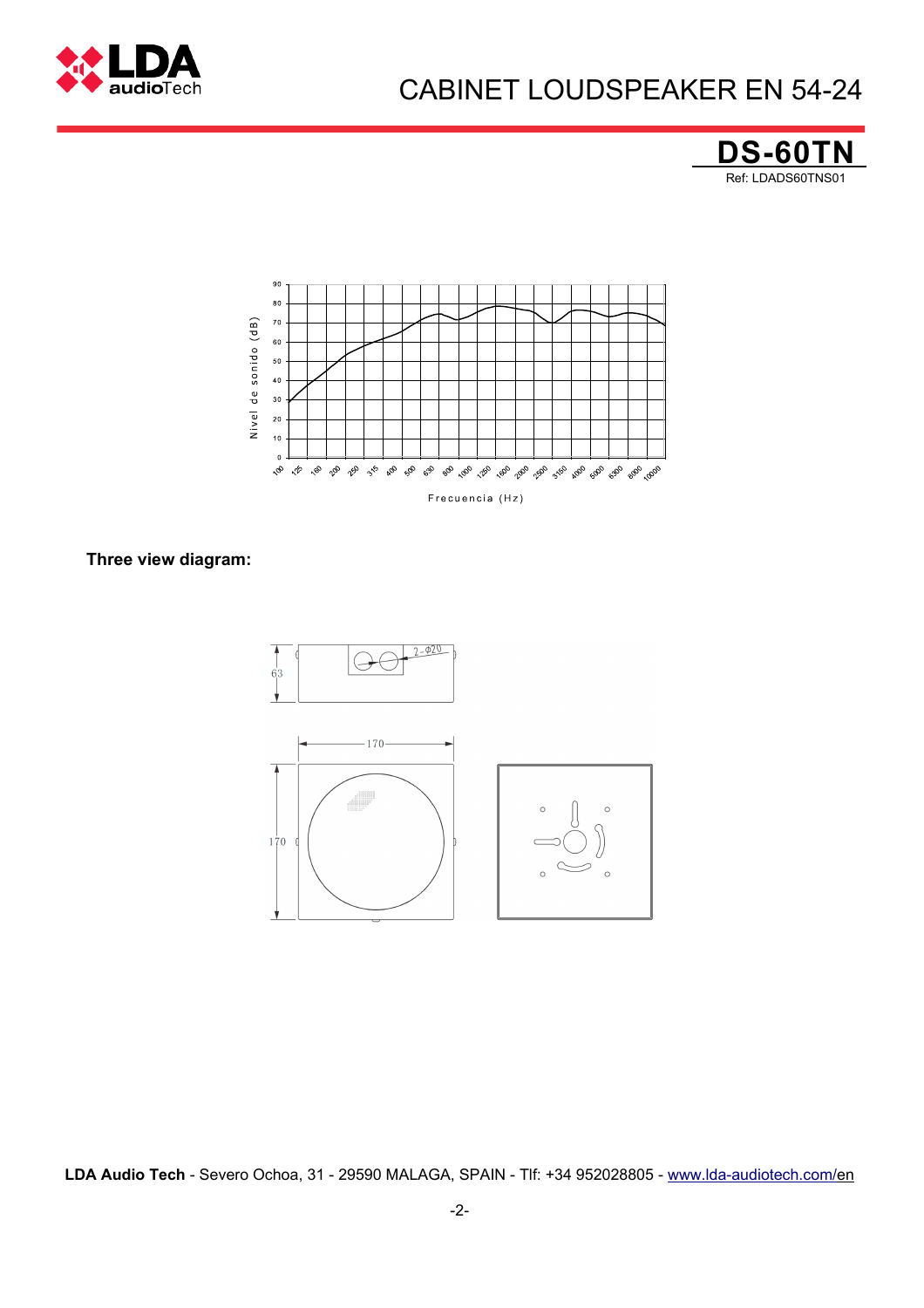# CABINET LOUDSPEAKER EN 54-24

## DS-60TN

Ref: LDADS60TNS01

**Three view diagram:**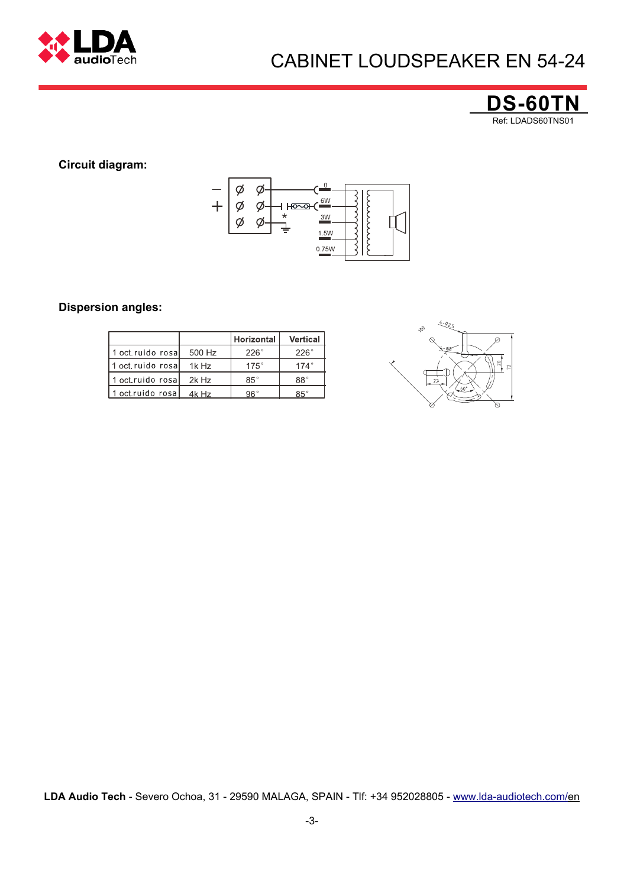# CABINET LOUDSPEAKER EN 54-24

## DS-60TN

Ref: LDADS60TNS01

**Circuit diagram:**

—
+
0
6W
3W
1.5W
0.75W

**Dispersion angles:**

| | | Horizontal | Vertical |
|---|---|---|---|
| 1 oct. ruido rosa | 500 Hz | 226° | 226° |
| 1 oct. ruido rosa | 1k Hz | 175° | 174° |
| 1 oct. ruido rosa | 2k Hz | 85° | 88° |
| 1 oct. ruido rosa | 4k Hz | 96° | 85° |

100
4-R2.5
4-Ø8
20
72
22
60°

**LDA Audio Tech** - Severo Ochoa, 31 - 29590 MALAGA, SPAIN - Tlf: +34 952028805 - www.lda-audiotech.com/en